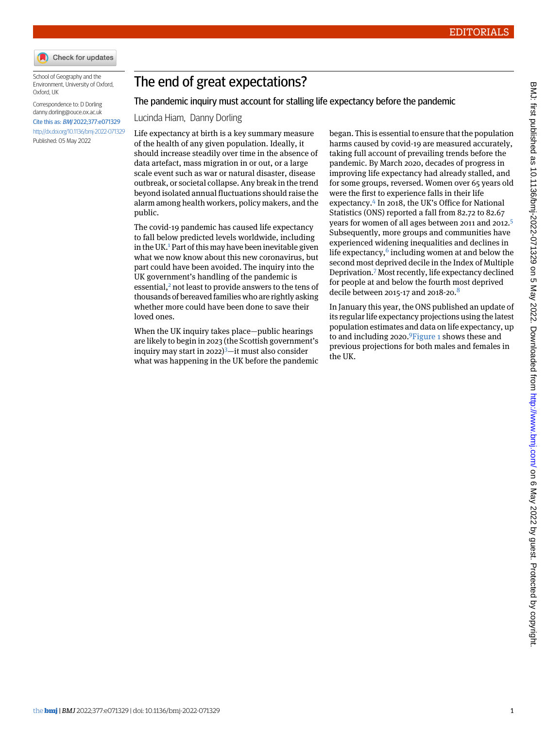# The end of great expectations?

## The pandemic inquiry must account for stalling life expectancy before the pandemic

Lucinda Hiam, Danny Dorling

School of Geography and the Environment, University of Oxford, Oxford, UK

Correspondence to: D Dorling danny.dorling@ouce.ox.ac.uk

Cite this as: *BMJ* 2022;377:e071329

http://dx.doi.org/10.1136/bmj-2022-071329

Published: 05 May 2022

Life expectancy at birth is a key summary measure of the health of any given population. Ideally, it should increase steadily over time in the absence of data artefact, mass migration in or out, or a large scale event such as war or natural disaster, disease outbreak, or societal collapse. Any break in the trend beyond isolated annual fluctuations should raise the alarm among health workers, policy makers, and the public.

The covid-19 pandemic has caused life expectancy to fall below predicted levels worldwide, including in the UK.[1] Part of this may have been inevitable given what we now know about this new coronavirus, but part could have been avoided. The inquiry into the UK government's handling of the pandemic is essential,[2] not least to provide answers to the tens of thousands of bereaved families who are rightly asking whether more could have been done to save their loved ones.

When the UK inquiry takes place—public hearings are likely to begin in 2023 (the Scottish government's inquiry may start in 2022)[3]—it must also consider what was happening in the UK before the pandemic began. This is essential to ensure that the population harms caused by covid-19 are measured accurately, taking full account of prevailing trends before the pandemic. By March 2020, decades of progress in improving life expectancy had already stalled, and for some groups, reversed. Women over 65 years old were the first to experience falls in their life expectancy.[4] In 2018, the UK's Office for National Statistics (ONS) reported a fall from 82.72 to 82.67 years for women of all ages between 2011 and 2012.[5] Subsequently, more groups and communities have experienced widening inequalities and declines in life expectancy,[6] including women at and below the second most deprived decile in the Index of Multiple Deprivation.[7] Most recently, life expectancy declined for people at and below the fourth most deprived decile between 2015-17 and 2018-20.[8]

In January this year, the ONS published an update of its regular life expectancy projections using the latest population estimates and data on life expectancy, up to and including 2020.[9] Figure 1 shows these and previous projections for both males and females in the UK.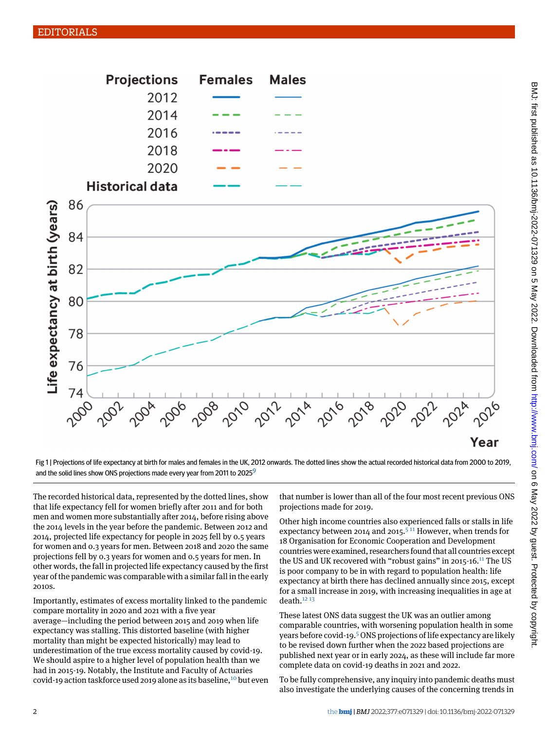Fig 1 | Projections of life expectancy at birth for males and females in the UK, 2012 onwards. The dotted lines show the actual recorded historical data from 2000 to 2019, and the solid lines show ONS projections made every year from 2011 to 2025[9]

The recorded historical data, represented by the dotted lines, show that life expectancy fell for women briefly after 2011 and for both men and women more substantially after 2014, before rising above the 2014 levels in the year before the pandemic. Between 2012 and 2014, projected life expectancy for people in 2025 fell by 0.5 years for women and 0.3 years for men. Between 2018 and 2020 the same projections fell by 0.3 years for women and 0.5 years for men. In other words, the fall in projected life expectancy caused by the first year of the pandemic was comparable with a similar fall in the early 2010s.

Importantly, estimates of excess mortality linked to the pandemic compare mortality in 2020 and 2021 with a five year average—including the period between 2015 and 2019 when life expectancy was stalling. This distorted baseline (with higher mortality than might be expected historically) may lead to underestimation of the true excess mortality caused by covid-19. We should aspire to a higher level of population health than we had in 2015-19. Notably, the Institute and Faculty of Actuaries covid-19 action taskforce used 2019 alone as its baseline,[10] but even that number is lower than all of the four most recent previous ONS projections made for 2019.

Other high income countries also experienced falls or stalls in life expectancy between 2014 and 2015.[5,11] However, when trends for 18 Organisation for Economic Cooperation and Development countries were examined, researchers found that all countries except the US and UK recovered with "robust gains" in 2015-16.[11] The US is poor company to be in with regard to population health: life expectancy at birth there has declined annually since 2015, except for a small increase in 2019, with increasing inequalities in age at death.[12,13]

These latest ONS data suggest the UK was an outlier among comparable countries, with worsening population health in some years before covid-19.[5] ONS projections of life expectancy are likely to be revised down further when the 2022 based projections are published next year or in early 2024, as these will include far more complete data on covid-19 deaths in 2021 and 2022.

To be fully comprehensive, any inquiry into pandemic deaths must also investigate the underlying causes of the concerning trends in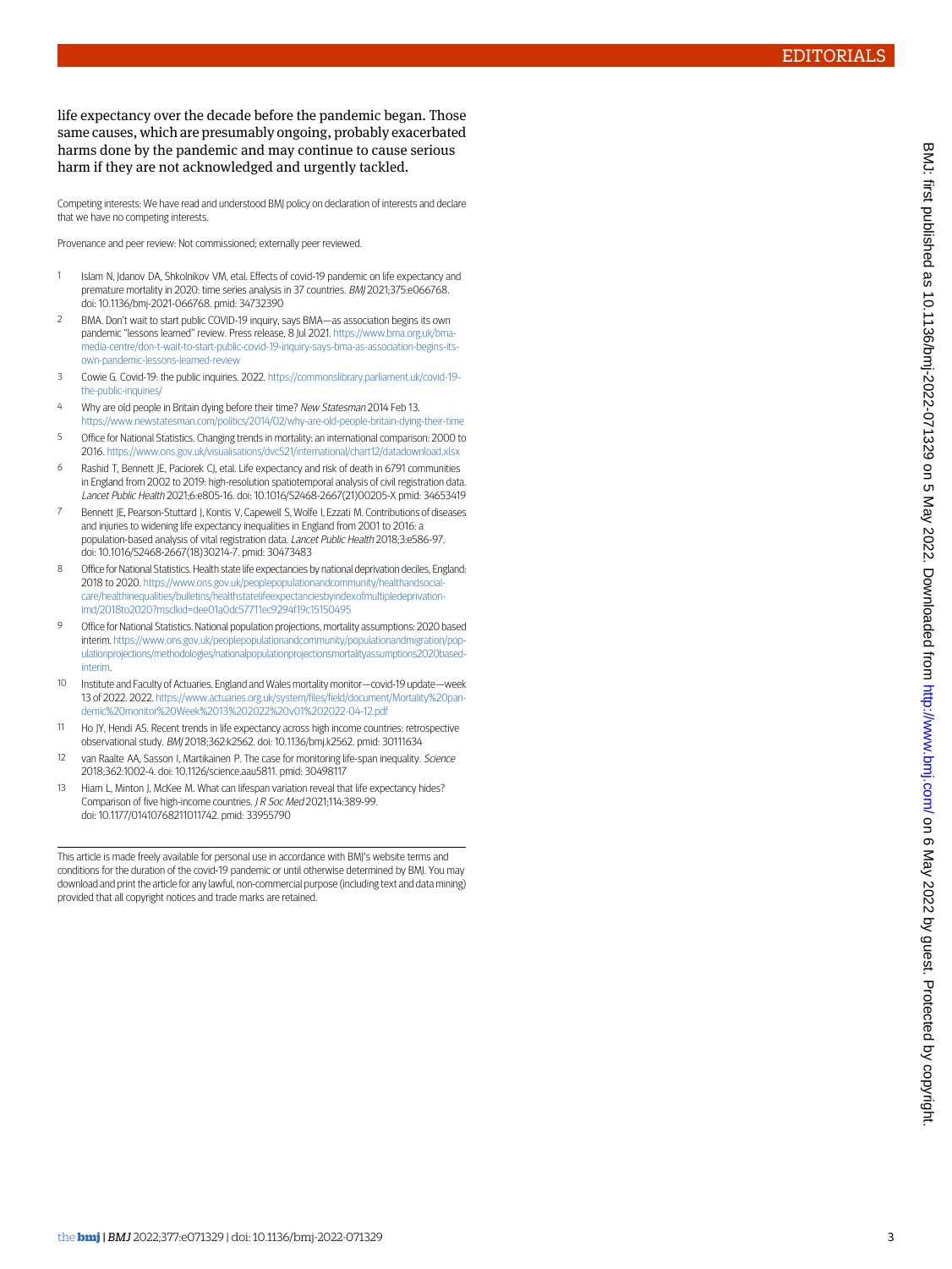life expectancy over the decade before the pandemic began. Those same causes, which are presumably ongoing, probably exacerbated harms done by the pandemic and may continue to cause serious harm if they are not acknowledged and urgently tackled.

Competing interests: We have read and understood BMJ policy on declaration of interests and declare that we have no competing interests.

Provenance and peer review: Not commissioned; externally peer reviewed.

1. Islam N, Jdanov DA, Shkolnikov VM, etal. Effects of covid-19 pandemic on life expectancy and premature mortality in 2020: time series analysis in 37 countries. *BMJ* 2021;375:e066768. doi: 10.1136/bmj-2021-066768. pmid: 34732390
2. BMA. Don't wait to start public COVID-19 inquiry, says BMA—as association begins its own pandemic "lessons learned" review. Press release, 8 Jul 2021. https://www.bma.org.uk/bma-media-centre/don-t-wait-to-start-public-covid-19-inquiry-says-bma-as-association-begins-its-own-pandemic-lessons-learned-review
3. Cowie G. Covid-19: the public inquiries. 2022. https://commonslibrary.parliament.uk/covid-19-the-public-inquiries/
4. Why are old people in Britain dying before their time? *New Statesman* 2014 Feb 13. https://www.newstatesman.com/politics/2014/02/why-are-old-people-britain-dying-their-time
5. Office for National Statistics. Changing trends in mortality: an international comparison: 2000 to 2016. https://www.ons.gov.uk/visualisations/dvc521/international/chart12/datadownload.xlsx
6. Rashid T, Bennett JE, Paciorek CJ, etal. Life expectancy and risk of death in 6791 communities in England from 2002 to 2019: high-resolution spatiotemporal analysis of civil registration data. *Lancet Public Health* 2021;6:e805-16. doi: 10.1016/S2468-2667(21)00205-X pmid: 34653419
7. Bennett JE, Pearson-Stuttard J, Kontis V, Capewell S, Wolfe I, Ezzati M. Contributions of diseases and injuries to widening life expectancy inequalities in England from 2001 to 2016: a population-based analysis of vital registration data. *Lancet Public Health* 2018;3:e586-97. doi: 10.1016/S2468-2667(18)30214-7. pmid: 30473483
8. Office for National Statistics. Health state life expectancies by national deprivation deciles, England: 2018 to 2020. https://www.ons.gov.uk/peoplepopulationandcommunity/healthandsocialcare/healthinequalities/bulletins/healthstatelifeexpectanciesbyindexofmultipledeprivationimd/2018to2020?msclkid=dee01a0dc57711ec9294f19c15150495
9. Office for National Statistics. National population projections, mortality assumptions: 2020 based interim. https://www.ons.gov.uk/peoplepopulationandcommunity/populationandmigration/populationprojections/methodologies/nationalpopulationprojectionsmortalityassumptions2020basedinterim.
10. Institute and Faculty of Actuaries. England and Wales mortality monitor—covid-19 update—week 13 of 2022. 2022. https://www.actuaries.org.uk/system/files/field/document/Mortality%20pandemic%20monitor%20Week%2013%202022%20v01%202022-04-12.pdf
11. Ho JY, Hendi AS. Recent trends in life expectancy across high income countries: retrospective observational study. *BMJ* 2018;362:k2562. doi: 10.1136/bmj.k2562. pmid: 30111634
12. van Raalte AA, Sasson I, Martikainen P. The case for monitoring life-span inequality. *Science* 2018;362:1002-4. doi: 10.1126/science.aau5811. pmid: 30498117
13. Hiam L, Minton J, McKee M. What can lifespan variation reveal that life expectancy hides? Comparison of five high-income countries. *J R Soc Med* 2021;114:389-99. doi: 10.1177/01410768211011742. pmid: 33955790

This article is made freely available for personal use in accordance with BMJ's website terms and conditions for the duration of the covid-19 pandemic or until otherwise determined by BMJ. You may download and print the article for any lawful, non-commercial purpose (including text and data mining) provided that all copyright notices and trade marks are retained.